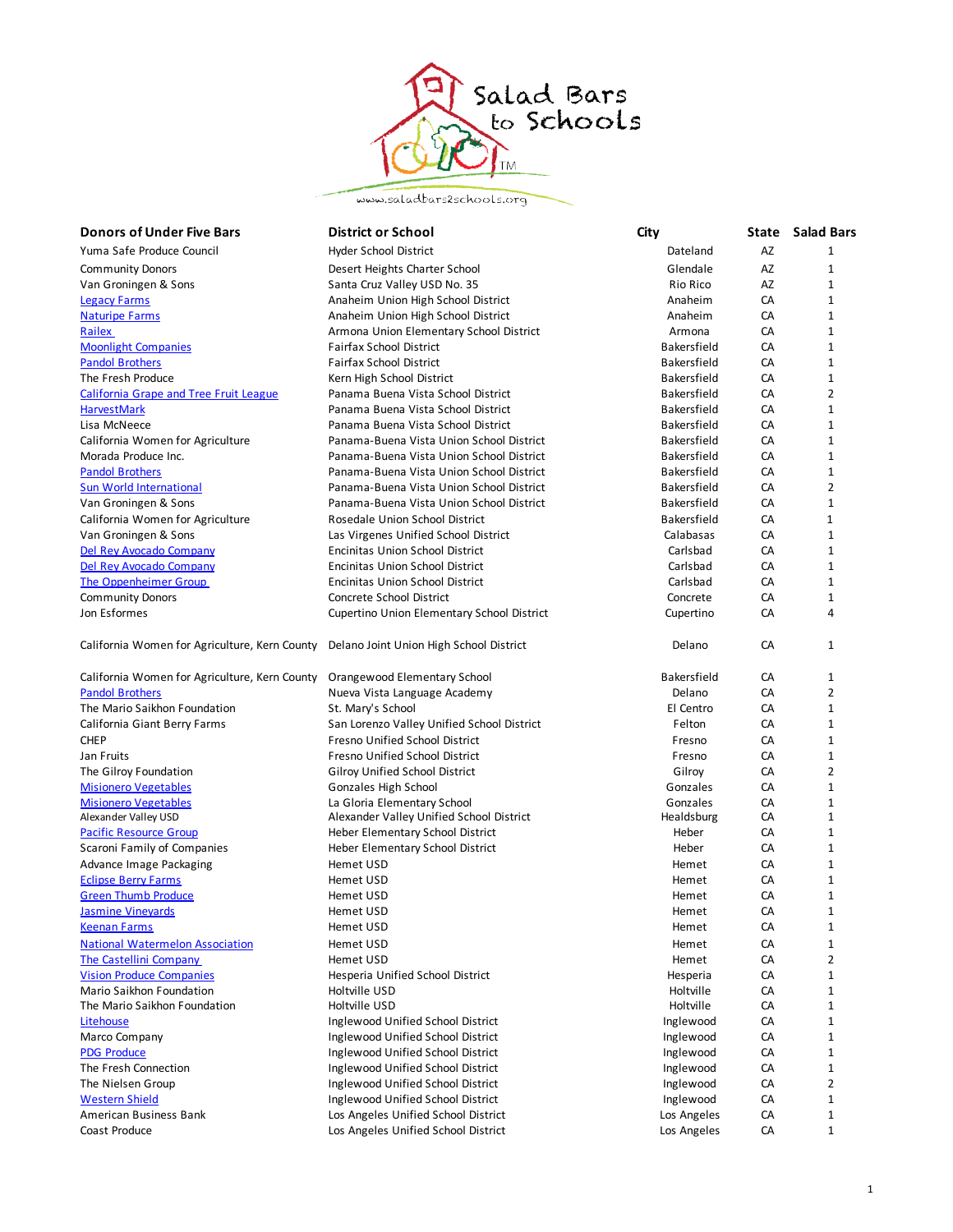# Salad Bars to Schools

www.saladbars2schools.org

| Donors of Under Five Bars | District or School | City | State | Salad Bars |
|---|---|---|---|---|
| Yuma Safe Produce Council | Hyder School District | Dateland | AZ | 1 |
| Community Donors | Desert Heights Charter School | Glendale | AZ | 1 |
| Van Groningen & Sons | Santa Cruz Valley USD No. 35 | Rio Rico | AZ | 1 |
| Legacy Farms | Anaheim Union High School District | Anaheim | CA | 1 |
| Naturipe Farms | Anaheim Union High School District | Anaheim | CA | 1 |
| Railex | Armona Union Elementary School District | Armona | CA | 1 |
| Moonlight Companies | Fairfax School District | Bakersfield | CA | 1 |
| Pandol Brothers | Fairfax School District | Bakersfield | CA | 1 |
| The Fresh Produce | Kern High School District | Bakersfield | CA | 1 |
| California Grape and Tree Fruit League | Panama Buena Vista School District | Bakersfield | CA | 2 |
| HarvestMark | Panama Buena Vista School District | Bakersfield | CA | 1 |
| Lisa McNeece | Panama Buena Vista School District | Bakersfield | CA | 1 |
| California Women for Agriculture | Panama-Buena Vista Union School District | Bakersfield | CA | 1 |
| Morada Produce Inc. | Panama-Buena Vista Union School District | Bakersfield | CA | 1 |
| Pandol Brothers | Panama-Buena Vista Union School District | Bakersfield | CA | 1 |
| Sun World International | Panama-Buena Vista Union School District | Bakersfield | CA | 2 |
| Van Groningen & Sons | Panama-Buena Vista Union School District | Bakersfield | CA | 1 |
| California Women for Agriculture | Rosedale Union School District | Bakersfield | CA | 1 |
| Van Groningen & Sons | Las Virgenes Unified School District | Calabasas | CA | 1 |
| Del Rey Avocado Company | Encinitas Union School District | Carlsbad | CA | 1 |
| Del Rey Avocado Company | Encinitas Union School District | Carlsbad | CA | 1 |
| The Oppenheimer Group | Encinitas Union School District | Carlsbad | CA | 1 |
| Community Donors | Concrete School District | Concrete | CA | 1 |
| Jon Esformes | Cupertino Union Elementary School District | Cupertino | CA | 4 |
| California Women for Agriculture, Kern County | Delano Joint Union High School District | Delano | CA | 1 |
| California Women for Agriculture, Kern County | Orangewood Elementary School | Bakersfield | CA | 1 |
| Pandol Brothers | Nueva Vista Language Academy | Delano | CA | 2 |
| The Mario Saikhon Foundation | St. Mary's School | El Centro | CA | 1 |
| California Giant Berry Farms | San Lorenzo Valley Unified School District | Felton | CA | 1 |
| CHEP | Fresno Unified School District | Fresno | CA | 1 |
| Jan Fruits | Fresno Unified School District | Fresno | CA | 1 |
| The Gilroy Foundation | Gilroy Unified School District | Gilroy | CA | 2 |
| Misionero Vegetables | Gonzales High School | Gonzales | CA | 1 |
| Misionero Vegetables | La Gloria Elementary School | Gonzales | CA | 1 |
| Alexander Valley USD | Alexander Valley Unified School District | Healdsburg | CA | 1 |
| Pacific Resource Group | Heber Elementary School District | Heber | CA | 1 |
| Scaroni Family of Companies | Heber Elementary School District | Heber | CA | 1 |
| Advance Image Packaging | Hemet USD | Hemet | CA | 1 |
| Eclipse Berry Farms | Hemet USD | Hemet | CA | 1 |
| Green Thumb Produce | Hemet USD | Hemet | CA | 1 |
| Jasmine Vineyards | Hemet USD | Hemet | CA | 1 |
| Keenan Farms | Hemet USD | Hemet | CA | 1 |
| National Watermelon Association | Hemet USD | Hemet | CA | 1 |
| The Castellini Company | Hemet USD | Hemet | CA | 2 |
| Vision Produce Companies | Hesperia Unified School District | Hesperia | CA | 1 |
| Mario Saikhon Foundation | Holtville USD | Holtville | CA | 1 |
| The Mario Saikhon Foundation | Holtville USD | Holtville | CA | 1 |
| Litehouse | Inglewood Unified School District | Inglewood | CA | 1 |
| Marco Company | Inglewood Unified School District | Inglewood | CA | 1 |
| PDG Produce | Inglewood Unified School District | Inglewood | CA | 1 |
| The Fresh Connection | Inglewood Unified School District | Inglewood | CA | 1 |
| The Nielsen Group | Inglewood Unified School District | Inglewood | CA | 2 |
| Western Shield | Inglewood Unified School District | Inglewood | CA | 1 |
| American Business Bank | Los Angeles Unified School District | Los Angeles | CA | 1 |
| Coast Produce | Los Angeles Unified School District | Los Angeles | CA | 1 |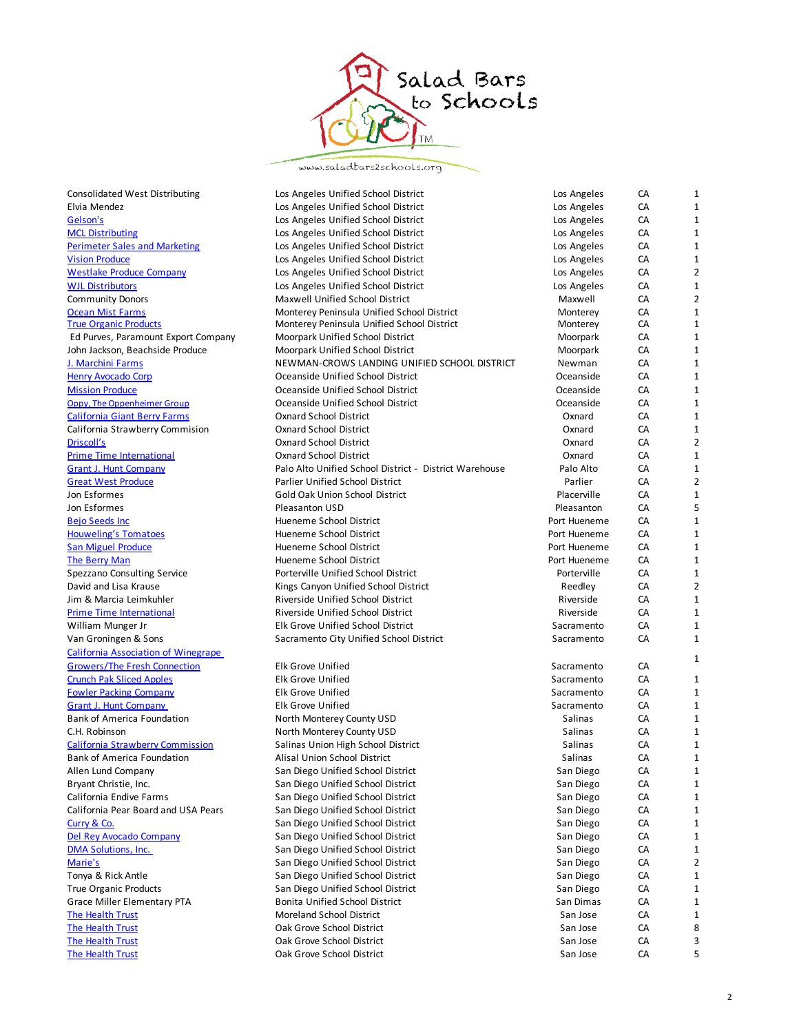| | | | | |
|---|---|---|---|---|
| Consolidated West Distributing | Los Angeles Unified School District | Los Angeles | CA | 1 |
| Elvia Mendez | Los Angeles Unified School District | Los Angeles | CA | 1 |
| Gelson's | Los Angeles Unified School District | Los Angeles | CA | 1 |
| MCL Distributing | Los Angeles Unified School District | Los Angeles | CA | 1 |
| Perimeter Sales and Marketing | Los Angeles Unified School District | Los Angeles | CA | 1 |
| Vision Produce | Los Angeles Unified School District | Los Angeles | CA | 1 |
| Westlake Produce Company | Los Angeles Unified School District | Los Angeles | CA | 2 |
| WJL Distributors | Los Angeles Unified School District | Los Angeles | CA | 1 |
| Community Donors | Maxwell Unified School District | Maxwell | CA | 2 |
| Ocean Mist Farms | Monterey Peninsula Unified School District | Monterey | CA | 1 |
| True Organic Products | Monterey Peninsula Unified School District | Monterey | CA | 1 |
| Ed Purves, Paramount Export Company | Moorpark Unified School District | Moorpark | CA | 1 |
| John Jackson, Beachside Produce | Moorpark Unified School District | Moorpark | CA | 1 |
| J. Marchini Farms | NEWMAN-CROWS LANDING UNIFIED SCHOOL DISTRICT | Newman | CA | 1 |
| Henry Avocado Corp | Oceanside Unified School District | Oceanside | CA | 1 |
| Mission Produce | Oceanside Unified School District | Oceanside | CA | 1 |
| Oppy, The Oppenheimer Group | Oceanside Unified School District | Oceanside | CA | 1 |
| California Giant Berry Farms | Oxnard School District | Oxnard | CA | 1 |
| California Strawberry Commision | Oxnard School District | Oxnard | CA | 1 |
| Driscoll's | Oxnard School District | Oxnard | CA | 2 |
| Prime Time International | Oxnard School District | Oxnard | CA | 1 |
| Grant J. Hunt Company | Palo Alto Unified School District - District Warehouse | Palo Alto | CA | 1 |
| Great West Produce | Parlier Unified School District | Parlier | CA | 2 |
| Jon Esformes | Gold Oak Union School District | Placerville | CA | 1 |
| Jon Esformes | Pleasanton USD | Pleasanton | CA | 5 |
| Bejo Seeds Inc | Hueneme School District | Port Hueneme | CA | 1 |
| Houweling's Tomatoes | Hueneme School District | Port Hueneme | CA | 1 |
| San Miguel Produce | Hueneme School District | Port Hueneme | CA | 1 |
| The Berry Man | Hueneme School District | Port Hueneme | CA | 1 |
| Spezzano Consulting Service | Porterville Unified School District | Porterville | CA | 1 |
| David and Lisa Krause | Kings Canyon Unified School District | Reedley | CA | 2 |
| Jim & Marcia Leimkuhler | Riverside Unified School District | Riverside | CA | 1 |
| Prime Time International | Riverside Unified School District | Riverside | CA | 1 |
| William Munger Jr | Elk Grove Unified School District | Sacramento | CA | 1 |
| Van Groningen & Sons | Sacramento City Unified School District | Sacramento | CA | 1 |
| California Association of Winegrape Growers/The Fresh Connection | Elk Grove Unified | Sacramento | CA | 1 |
| Crunch Pak Sliced Apples | Elk Grove Unified | Sacramento | CA | 1 |
| Fowler Packing Company | Elk Grove Unified | Sacramento | CA | 1 |
| Grant J. Hunt Company | Elk Grove Unified | Sacramento | CA | 1 |
| Bank of America Foundation | North Monterey County USD | Salinas | CA | 1 |
| C.H. Robinson | North Monterey County USD | Salinas | CA | 1 |
| California Strawberry Commission | Salinas Union High School District | Salinas | CA | 1 |
| Bank of America Foundation | Alisal Union School District | Salinas | CA | 1 |
| Allen Lund Company | San Diego Unified School District | San Diego | CA | 1 |
| Bryant Christie, Inc. | San Diego Unified School District | San Diego | CA | 1 |
| California Endive Farms | San Diego Unified School District | San Diego | CA | 1 |
| California Pear Board and USA Pears | San Diego Unified School District | San Diego | CA | 1 |
| Curry & Co. | San Diego Unified School District | San Diego | CA | 1 |
| Del Rey Avocado Company | San Diego Unified School District | San Diego | CA | 1 |
| DMA Solutions, Inc. | San Diego Unified School District | San Diego | CA | 1 |
| Marie's | San Diego Unified School District | San Diego | CA | 2 |
| Tonya & Rick Antle | San Diego Unified School District | San Diego | CA | 1 |
| True Organic Products | San Diego Unified School District | San Diego | CA | 1 |
| Grace Miller Elementary PTA | Bonita Unified School District | San Dimas | CA | 1 |
| The Health Trust | Moreland School District | San Jose | CA | 1 |
| The Health Trust | Oak Grove School District | San Jose | CA | 8 |
| The Health Trust | Oak Grove School District | San Jose | CA | 3 |
| The Health Trust | Oak Grove School District | San Jose | CA | 5 |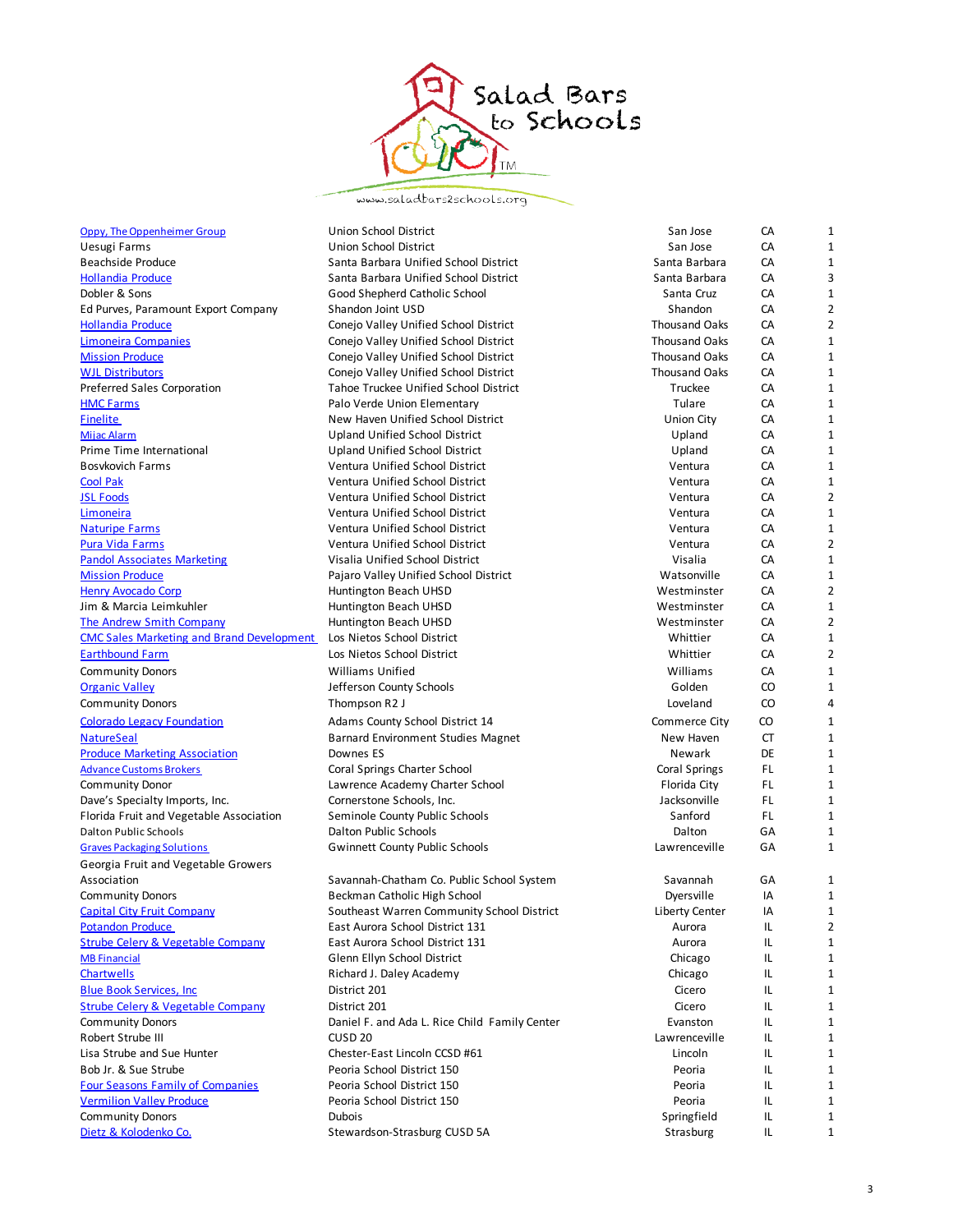Salad Bars to Schools

www.saladbars2schools.org

| | | | | |
|---|---|---|---|---|
| Oppy, The Oppenheimer Group | Union School District | San Jose | CA | 1 |
| Uesugi Farms | Union School District | San Jose | CA | 1 |
| Beachside Produce | Santa Barbara Unified School District | Santa Barbara | CA | 1 |
| Hollandia Produce | Santa Barbara Unified School District | Santa Barbara | CA | 3 |
| Dobler & Sons | Good Shepherd Catholic School | Santa Cruz | CA | 1 |
| Ed Purves, Paramount Export Company | Shandon Joint USD | Shandon | CA | 2 |
| Hollandia Produce | Conejo Valley Unified School District | Thousand Oaks | CA | 2 |
| Limoneira Companies | Conejo Valley Unified School District | Thousand Oaks | CA | 1 |
| Mission Produce | Conejo Valley Unified School District | Thousand Oaks | CA | 1 |
| WJL Distributors | Conejo Valley Unified School District | Thousand Oaks | CA | 1 |
| Preferred Sales Corporation | Tahoe Truckee Unified School District | Truckee | CA | 1 |
| HMC Farms | Palo Verde Union Elementary | Tulare | CA | 1 |
| Finelite | New Haven Unified School District | Union City | CA | 1 |
| Mijac Alarm | Upland Unified School District | Upland | CA | 1 |
| Prime Time International | Upland Unified School District | Upland | CA | 1 |
| Bosvkovich Farms | Ventura Unified School District | Ventura | CA | 1 |
| Cool Pak | Ventura Unified School District | Ventura | CA | 1 |
| JSL Foods | Ventura Unified School District | Ventura | CA | 2 |
| Limoneira | Ventura Unified School District | Ventura | CA | 1 |
| Naturipe Farms | Ventura Unified School District | Ventura | CA | 1 |
| Pura Vida Farms | Ventura Unified School District | Ventura | CA | 2 |
| Pandol Associates Marketing | Visalia Unified School District | Visalia | CA | 1 |
| Mission Produce | Pajaro Valley Unified School District | Watsonville | CA | 1 |
| Henry Avocado Corp | Huntington Beach UHSD | Westminster | CA | 2 |
| Jim & Marcia Leimkuhler | Huntington Beach UHSD | Westminster | CA | 1 |
| The Andrew Smith Company | Huntington Beach UHSD | Westminster | CA | 2 |
| CMC Sales Marketing and Brand Development | Los Nietos School District | Whittier | CA | 1 |
| Earthbound Farm | Los Nietos School District | Whittier | CA | 2 |
| Community Donors | Williams Unified | Williams | CA | 1 |
| Organic Valley | Jefferson County Schools | Golden | CO | 1 |
| Community Donors | Thompson R2 J | Loveland | CO | 4 |
| Colorado Legacy Foundation | Adams County School District 14 | Commerce City | CO | 1 |
| NatureSeal | Barnard Environment Studies Magnet | New Haven | CT | 1 |
| Produce Marketing Association | Downes ES | Newark | DE | 1 |
| Advance Customs Brokers | Coral Springs Charter School | Coral Springs | FL | 1 |
| Community Donor | Lawrence Academy Charter School | Florida City | FL | 1 |
| Dave's Specialty Imports, Inc. | Cornerstone Schools, Inc. | Jacksonville | FL | 1 |
| Florida Fruit and Vegetable Association | Seminole County Public Schools | Sanford | FL | 1 |
| Dalton Public Schools | Dalton Public Schools | Dalton | GA | 1 |
| Graves Packaging Solutions | Gwinnett County Public Schools | Lawrenceville | GA | 1 |
| Georgia Fruit and Vegetable Growers Association | Savannah-Chatham Co. Public School System | Savannah | GA | 1 |
| Community Donors | Beckman Catholic High School | Dyersville | IA | 1 |
| Capital City Fruit Company | Southeast Warren Community School District | Liberty Center | IA | 1 |
| Potandon Produce | East Aurora School District 131 | Aurora | IL | 2 |
| Strube Celery & Vegetable Company | East Aurora School District 131 | Aurora | IL | 1 |
| MB Financial | Glenn Ellyn School District | Chicago | IL | 1 |
| Chartwells | Richard J. Daley Academy | Chicago | IL | 1 |
| Blue Book Services, Inc | District 201 | Cicero | IL | 1 |
| Strube Celery & Vegetable Company | District 201 | Cicero | IL | 1 |
| Community Donors | Daniel F. and Ada L. Rice Child Family Center | Evanston | IL | 1 |
| Robert Strube III | CUSD 20 | Lawrenceville | IL | 1 |
| Lisa Strube and Sue Hunter | Chester-East Lincoln CCSD #61 | Lincoln | IL | 1 |
| Bob Jr. & Sue Strube | Peoria School District 150 | Peoria | IL | 1 |
| Four Seasons Family of Companies | Peoria School District 150 | Peoria | IL | 1 |
| Vermilion Valley Produce | Peoria School District 150 | Peoria | IL | 1 |
| Community Donors | Dubois | Springfield | IL | 1 |
| Dietz & Kolodenko Co. | Stewardson-Strasburg CUSD 5A | Strasburg | IL | 1 |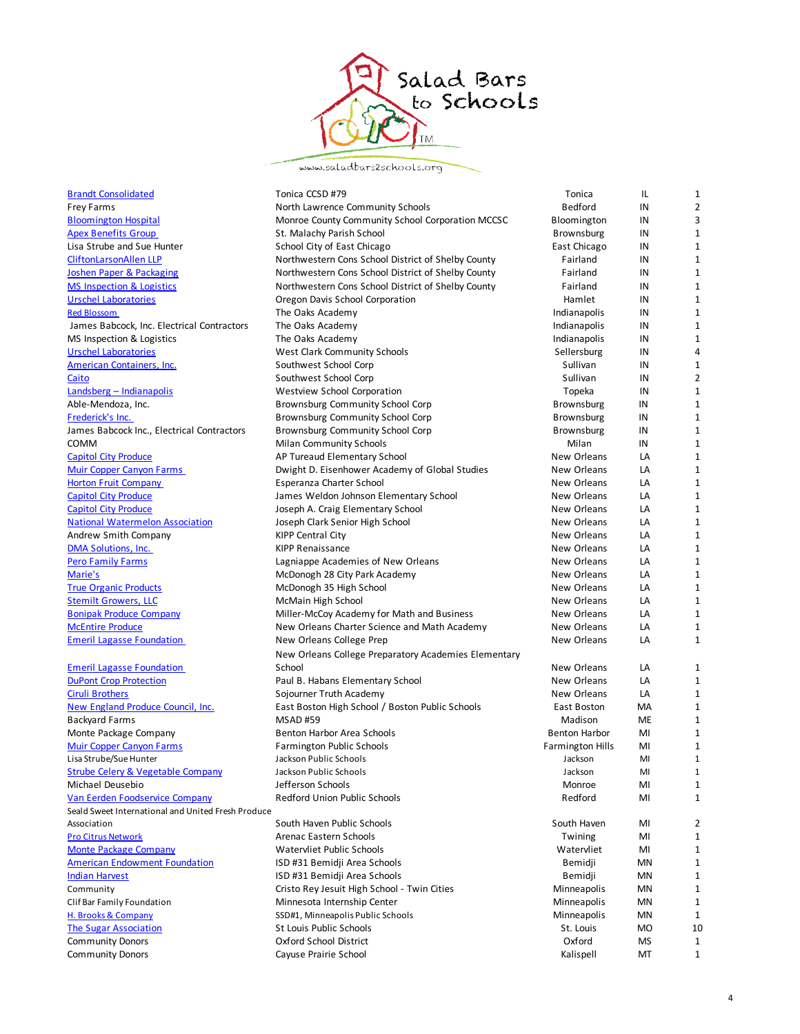| | | | | |
|---|---|---|---|---|
| Brandt Consolidated | Tonica CCSD #79 | Tonica | IL | 1 |
| Frey Farms | North Lawrence Community Schools | Bedford | IN | 2 |
| Bloomington Hospital | Monroe County Community School Corporation MCCSC | Bloomington | IN | 3 |
| Apex Benefits Group | St. Malachy Parish School | Brownsburg | IN | 1 |
| Lisa Strube and Sue Hunter | School City of East Chicago | East Chicago | IN | 1 |
| CliftonLarsonAllen LLP | Northwestern Cons School District of Shelby County | Fairland | IN | 1 |
| Joshen Paper & Packaging | Northwestern Cons School District of Shelby County | Fairland | IN | 1 |
| MS Inspection & Logistics | Northwestern Cons School District of Shelby County | Fairland | IN | 1 |
| Urschel Laboratories | Oregon Davis School Corporation | Hamlet | IN | 1 |
| Red Blossom | The Oaks Academy | Indianapolis | IN | 1 |
| James Babcock, Inc. Electrical Contractors | The Oaks Academy | Indianapolis | IN | 1 |
| MS Inspection & Logistics | The Oaks Academy | Indianapolis | IN | 1 |
| Urschel Laboratories | West Clark Community Schools | Sellersburg | IN | 4 |
| American Containers, Inc. | Southwest School Corp | Sullivan | IN | 1 |
| Caito | Southwest School Corp | Sullivan | IN | 2 |
| Landsberg – Indianapolis | Westview School Corporation | Topeka | IN | 1 |
| Able-Mendoza, Inc. | Brownsburg Community School Corp | Brownsburg | IN | 1 |
| Frederick's Inc. | Brownsburg Community School Corp | Brownsburg | IN | 1 |
| James Babcock Inc., Electrical Contractors | Brownsburg Community School Corp | Brownsburg | IN | 1 |
| COMM | Milan Community Schools | Milan | IN | 1 |
| Capitol City Produce | AP Tureaud Elementary School | New Orleans | LA | 1 |
| Muir Copper Canyon Farms | Dwight D. Eisenhower Academy of Global Studies | New Orleans | LA | 1 |
| Horton Fruit Company | Esperanza Charter School | New Orleans | LA | 1 |
| Capitol City Produce | James Weldon Johnson Elementary School | New Orleans | LA | 1 |
| Capitol City Produce | Joseph A. Craig Elementary School | New Orleans | LA | 1 |
| National Watermelon Association | Joseph Clark Senior High School | New Orleans | LA | 1 |
| Andrew Smith Company | KIPP Central City | New Orleans | LA | 1 |
| DMA Solutions, Inc. | KIPP Renaissance | New Orleans | LA | 1 |
| Pero Family Farms | Lagniappe Academies of New Orleans | New Orleans | LA | 1 |
| Marie's | McDonogh 28 City Park Academy | New Orleans | LA | 1 |
| True Organic Products | McDonogh 35 High School | New Orleans | LA | 1 |
| Stemilt Growers, LLC | McMain High School | New Orleans | LA | 1 |
| Bonipak Produce Company | Miller-McCoy Academy for Math and Business | New Orleans | LA | 1 |
| McEntire Produce | New Orleans Charter Science and Math Academy | New Orleans | LA | 1 |
| Emeril Lagasse Foundation | New Orleans College Prep | New Orleans | LA | 1 |
| Emeril Lagasse Foundation | New Orleans College Preparatory Academies Elementary School | New Orleans | LA | 1 |
| DuPont Crop Protection | Paul B. Habans Elementary School | New Orleans | LA | 1 |
| Ciruli Brothers | Sojourner Truth Academy | New Orleans | LA | 1 |
| New England Produce Council, Inc. | East Boston High School / Boston Public Schools | East Boston | MA | 1 |
| Backyard Farms | MSAD #59 | Madison | ME | 1 |
| Monte Package Company | Benton Harbor Area Schools | Benton Harbor | MI | 1 |
| Muir Copper Canyon Farms | Farmington Public Schools | Farmington Hills | MI | 1 |
| Lisa Strube/Sue Hunter | Jackson Public Schools | Jackson | MI | 1 |
| Strube Celery & Vegetable Company | Jackson Public Schools | Jackson | MI | 1 |
| Michael Deusebio | Jefferson Schools | Monroe | MI | 1 |
| Van Eerden Foodservice Company | Redford Union Public Schools | Redford | MI | 1 |
| Seald Sweet International and United Fresh Produce Association | South Haven Public Schools | South Haven | MI | 2 |
| Pro Citrus Network | Arenac Eastern Schools | Twining | MI | 1 |
| Monte Package Company | Watervliet Public Schools | Watervliet | MI | 1 |
| American Endowment Foundation | ISD #31 Bemidji Area Schools | Bemidji | MN | 1 |
| Indian Harvest | ISD #31 Bemidji Area Schools | Bemidji | MN | 1 |
| Community | Cristo Rey Jesuit High School - Twin Cities | Minneapolis | MN | 1 |
| Clif Bar Family Foundation | Minnesota Internship Center | Minneapolis | MN | 1 |
| H. Brooks & Company | SSD#1, Minneapolis Public Schools | Minneapolis | MN | 1 |
| The Sugar Association | St Louis Public Schools | St. Louis | MO | 10 |
| Community Donors | Oxford School District | Oxford | MS | 1 |
| Community Donors | Cayuse Prairie School | Kalispell | MT | 1 |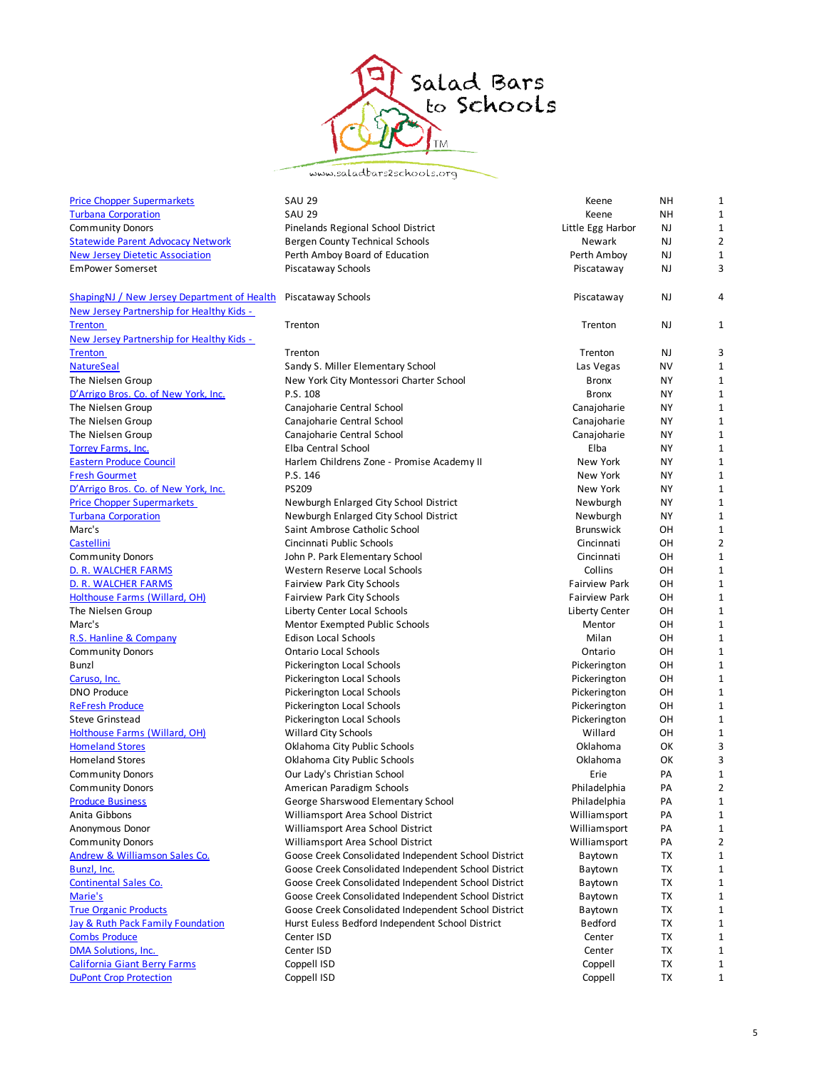Salad Bars to Schools

www.saladbars2schools.org

| | | | | |
|---|---|---|---|---|
| Price Chopper Supermarkets | SAU 29 | Keene | NH | 1 |
| Turbana Corporation | SAU 29 | Keene | NH | 1 |
| Community Donors | Pinelands Regional School District | Little Egg Harbor | NJ | 1 |
| Statewide Parent Advocacy Network | Bergen County Technical Schools | Newark | NJ | 2 |
| New Jersey Dietetic Association | Perth Amboy Board of Education | Perth Amboy | NJ | 1 |
| EmPower Somerset | Piscataway Schools | Piscataway | NJ | 3 |
| ShapingNJ / New Jersey Department of Health | Piscataway Schools | Piscataway | NJ | 4 |
| New Jersey Partnership for Healthy Kids - Trenton | Trenton | Trenton | NJ | 1 |
| New Jersey Partnership for Healthy Kids - Trenton | Trenton | Trenton | NJ | 3 |
| NatureSeal | Sandy S. Miller Elementary School | Las Vegas | NV | 1 |
| The Nielsen Group | New York City Montessori Charter School | Bronx | NY | 1 |
| D'Arrigo Bros. Co. of New York, Inc. | P.S. 108 | Bronx | NY | 1 |
| The Nielsen Group | Canajoharie Central School | Canajoharie | NY | 1 |
| The Nielsen Group | Canajoharie Central School | Canajoharie | NY | 1 |
| The Nielsen Group | Canajoharie Central School | Canajoharie | NY | 1 |
| Torrey Farms, Inc. | Elba Central School | Elba | NY | 1 |
| Eastern Produce Council | Harlem Childrens Zone - Promise Academy II | New York | NY | 1 |
| Fresh Gourmet | P.S. 146 | New York | NY | 1 |
| D'Arrigo Bros. Co. of New York, Inc. | PS209 | New York | NY | 1 |
| Price Chopper Supermarkets | Newburgh Enlarged City School District | Newburgh | NY | 1 |
| Turbana Corporation | Newburgh Enlarged City School District | Newburgh | NY | 1 |
| Marc's | Saint Ambrose Catholic School | Brunswick | OH | 1 |
| Castellini | Cincinnati Public Schools | Cincinnati | OH | 2 |
| Community Donors | John P. Park Elementary School | Cincinnati | OH | 1 |
| D. R. WALCHER FARMS | Western Reserve Local Schools | Collins | OH | 1 |
| D. R. WALCHER FARMS | Fairview Park City Schools | Fairview Park | OH | 1 |
| Holthouse Farms (Willard, OH) | Fairview Park City Schools | Fairview Park | OH | 1 |
| The Nielsen Group | Liberty Center Local Schools | Liberty Center | OH | 1 |
| Marc's | Mentor Exempted Public Schools | Mentor | OH | 1 |
| R.S. Hanline & Company | Edison Local Schools | Milan | OH | 1 |
| Community Donors | Ontario Local Schools | Ontario | OH | 1 |
| Bunzl | Pickerington Local Schools | Pickerington | OH | 1 |
| Caruso, Inc. | Pickerington Local Schools | Pickerington | OH | 1 |
| DNO Produce | Pickerington Local Schools | Pickerington | OH | 1 |
| ReFresh Produce | Pickerington Local Schools | Pickerington | OH | 1 |
| Steve Grinstead | Pickerington Local Schools | Pickerington | OH | 1 |
| Holthouse Farms (Willard, OH) | Willard City Schools | Willard | OH | 1 |
| Homeland Stores | Oklahoma City Public Schools | Oklahoma | OK | 3 |
| Homeland Stores | Oklahoma City Public Schools | Oklahoma | OK | 3 |
| Community Donors | Our Lady's Christian School | Erie | PA | 1 |
| Community Donors | American Paradigm Schools | Philadelphia | PA | 2 |
| Produce Business | George Sharswood Elementary School | Philadelphia | PA | 1 |
| Anita Gibbons | Williamsport Area School District | Williamsport | PA | 1 |
| Anonymous Donor | Williamsport Area School District | Williamsport | PA | 1 |
| Community Donors | Williamsport Area School District | Williamsport | PA | 2 |
| Andrew & Williamson Sales Co. | Goose Creek Consolidated Independent School District | Baytown | TX | 1 |
| Bunzl, Inc. | Goose Creek Consolidated Independent School District | Baytown | TX | 1 |
| Continental Sales Co. | Goose Creek Consolidated Independent School District | Baytown | TX | 1 |
| Marie's | Goose Creek Consolidated Independent School District | Baytown | TX | 1 |
| True Organic Products | Goose Creek Consolidated Independent School District | Baytown | TX | 1 |
| Jay & Ruth Pack Family Foundation | Hurst Euless Bedford Independent School District | Bedford | TX | 1 |
| Combs Produce | Center ISD | Center | TX | 1 |
| DMA Solutions, Inc. | Center ISD | Center | TX | 1 |
| California Giant Berry Farms | Coppell ISD | Coppell | TX | 1 |
| DuPont Crop Protection | Coppell ISD | Coppell | TX | 1 |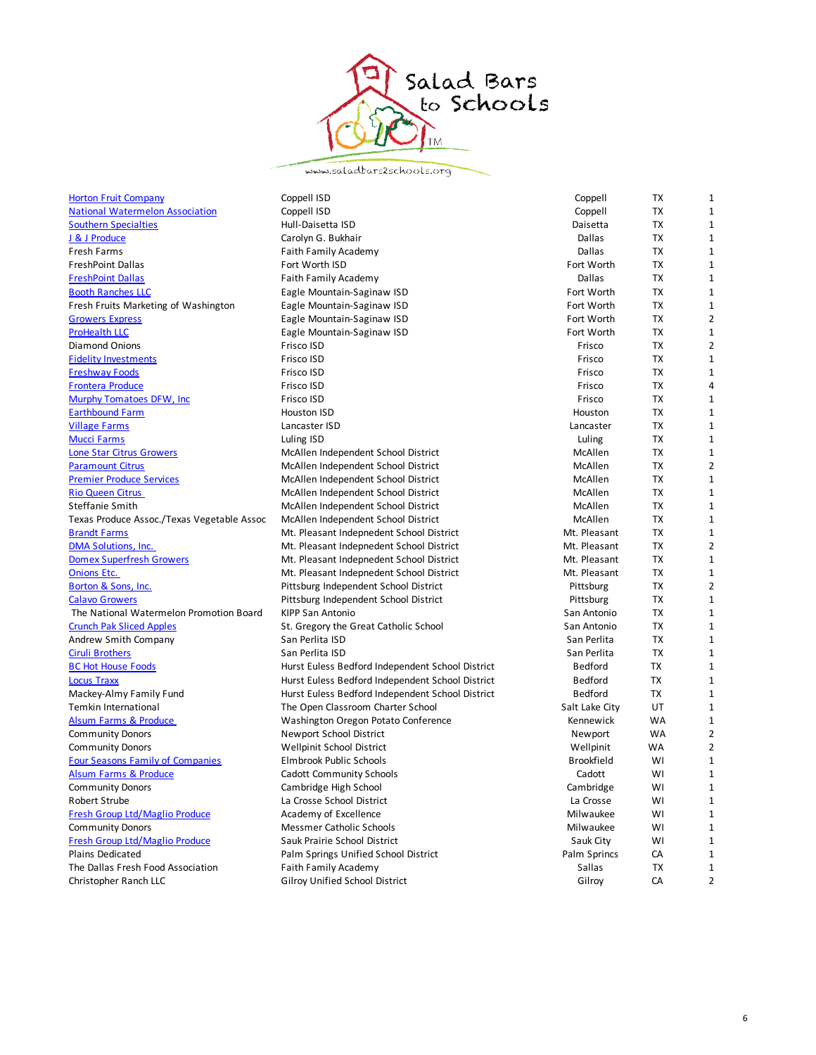Salad Bars to Schools

www.saladbars2schools.org

| | | | | |
|---|---|---|---|---|
| Horton Fruit Company | Coppell ISD | Coppell | TX | 1 |
| National Watermelon Association | Coppell ISD | Coppell | TX | 1 |
| Southern Specialties | Hull-Daisetta ISD | Daisetta | TX | 1 |
| J & J Produce | Carolyn G. Bukhair | Dallas | TX | 1 |
| Fresh Farms | Faith Family Academy | Dallas | TX | 1 |
| FreshPoint Dallas | Fort Worth ISD | Fort Worth | TX | 1 |
| FreshPoint Dallas | Faith Family Academy | Dallas | TX | 1 |
| Booth Ranches LLC | Eagle Mountain-Saginaw ISD | Fort Worth | TX | 1 |
| Fresh Fruits Marketing of Washington | Eagle Mountain-Saginaw ISD | Fort Worth | TX | 1 |
| Growers Express | Eagle Mountain-Saginaw ISD | Fort Worth | TX | 2 |
| ProHealth LLC | Eagle Mountain-Saginaw ISD | Fort Worth | TX | 1 |
| Diamond Onions | Frisco ISD | Frisco | TX | 2 |
| Fidelity Investments | Frisco ISD | Frisco | TX | 1 |
| Freshway Foods | Frisco ISD | Frisco | TX | 1 |
| Frontera Produce | Frisco ISD | Frisco | TX | 4 |
| Murphy Tomatoes DFW, Inc | Frisco ISD | Frisco | TX | 1 |
| Earthbound Farm | Houston ISD | Houston | TX | 1 |
| Village Farms | Lancaster ISD | Lancaster | TX | 1 |
| Mucci Farms | Luling ISD | Luling | TX | 1 |
| Lone Star Citrus Growers | McAllen Independent School District | McAllen | TX | 1 |
| Paramount Citrus | McAllen Independent School District | McAllen | TX | 2 |
| Premier Produce Services | McAllen Independent School District | McAllen | TX | 1 |
| Rio Queen Citrus | McAllen Independent School District | McAllen | TX | 1 |
| Steffanie Smith | McAllen Independent School District | McAllen | TX | 1 |
| Texas Produce Assoc./Texas Vegetable Assoc | McAllen Independent School District | McAllen | TX | 1 |
| Brandt Farms | Mt. Pleasant Indepnedent School District | Mt. Pleasant | TX | 1 |
| DMA Solutions, Inc. | Mt. Pleasant Indepnedent School District | Mt. Pleasant | TX | 2 |
| Domex Superfresh Growers | Mt. Pleasant Indepnedent School District | Mt. Pleasant | TX | 1 |
| Onions Etc. | Mt. Pleasant Indepnedent School District | Mt. Pleasant | TX | 1 |
| Borton & Sons, Inc. | Pittsburg Independent School District | Pittsburg | TX | 2 |
| Calavo Growers | Pittsburg Independent School District | Pittsburg | TX | 1 |
| The National Watermelon Promotion Board | KIPP San Antonio | San Antonio | TX | 1 |
| Crunch Pak Sliced Apples | St. Gregory the Great Catholic School | San Antonio | TX | 1 |
| Andrew Smith Company | San Perlita ISD | San Perlita | TX | 1 |
| Ciruli Brothers | San Perlita ISD | San Perlita | TX | 1 |
| BC Hot House Foods | Hurst Euless Bedford Independent School District | Bedford | TX | 1 |
| Locus Traxx | Hurst Euless Bedford Independent School District | Bedford | TX | 1 |
| Mackey-Almy Family Fund | Hurst Euless Bedford Independent School District | Bedford | TX | 1 |
| Temkin International | The Open Classroom Charter School | Salt Lake City | UT | 1 |
| Alsum Farms & Produce | Washington Oregon Potato Conference | Kennewick | WA | 1 |
| Community Donors | Newport School District | Newport | WA | 2 |
| Community Donors | Wellpinit School District | Wellpinit | WA | 2 |
| Four Seasons Family of Companies | Elmbrook Public Schools | Brookfield | WI | 1 |
| Alsum Farms & Produce | Cadott Community Schools | Cadott | WI | 1 |
| Community Donors | Cambridge High School | Cambridge | WI | 1 |
| Robert Strube | La Crosse School District | La Crosse | WI | 1 |
| Fresh Group Ltd/Maglio Produce | Academy of Excellence | Milwaukee | WI | 1 |
| Community Donors | Messmer Catholic Schools | Milwaukee | WI | 1 |
| Fresh Group Ltd/Maglio Produce | Sauk Prairie School District | Sauk City | WI | 1 |
| Plains Dedicated | Palm Springs Unified School District | Palm Sprincs | CA | 1 |
| The Dallas Fresh Food Association | Faith Family Academy | Sallas | TX | 1 |
| Christopher Ranch LLC | Gilroy Unified School District | Gilroy | CA | 2 |